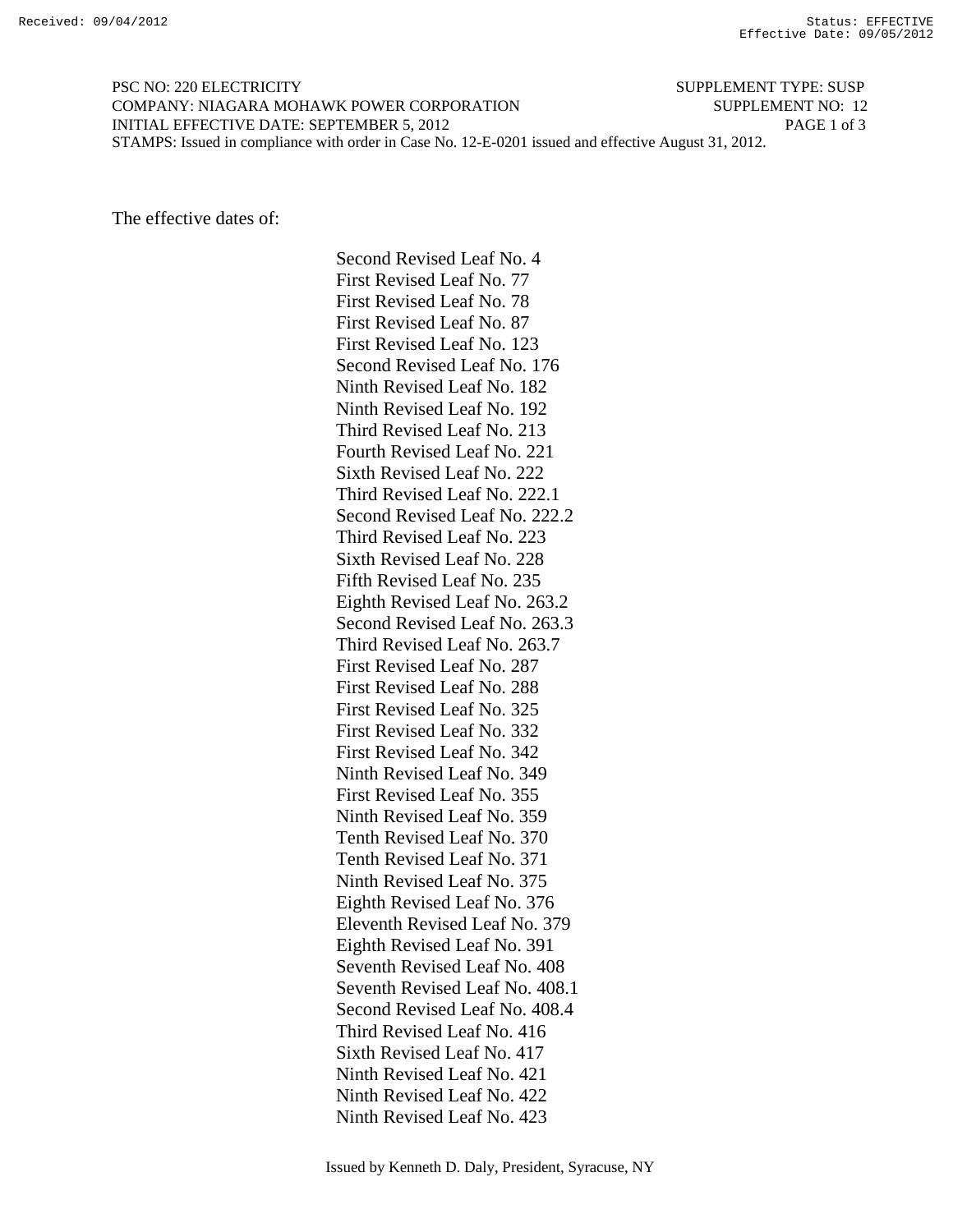PSC NO: 220 ELECTRICITY SUPPLEMENT TYPE: SUSP
COMPANY: NIAGARA MOHAWK POWER CORPORATION SUPPLEMENT NO: 12
INITIAL EFFECTIVE DATE: SEPTEMBER 5, 2012
STAMPS: Issued in compliance with order in Case No. 12-E-0201 issued and effective August 31, 2012.

The effective dates of:

Second Revised Leaf No. 4
First Revised Leaf No. 77
First Revised Leaf No. 78
First Revised Leaf No. 87
First Revised Leaf No. 123
Second Revised Leaf No. 176
Ninth Revised Leaf No. 182
Ninth Revised Leaf No. 192
Third Revised Leaf No. 213
Fourth Revised Leaf No. 221
Sixth Revised Leaf No. 222
Third Revised Leaf No. 222.1
Second Revised Leaf No. 222.2
Third Revised Leaf No. 223
Sixth Revised Leaf No. 228
Fifth Revised Leaf No. 235
Eighth Revised Leaf No. 263.2
Second Revised Leaf No. 263.3
Third Revised Leaf No. 263.7
First Revised Leaf No. 287
First Revised Leaf No. 288
First Revised Leaf No. 325
First Revised Leaf No. 332
First Revised Leaf No. 342
Ninth Revised Leaf No. 349
First Revised Leaf No. 355
Ninth Revised Leaf No. 359
Tenth Revised Leaf No. 370
Tenth Revised Leaf No. 371
Ninth Revised Leaf No. 375
Eighth Revised Leaf No. 376
Eleventh Revised Leaf No. 379
Eighth Revised Leaf No. 391
Seventh Revised Leaf No. 408
Seventh Revised Leaf No. 408.1
Second Revised Leaf No. 408.4
Third Revised Leaf No. 416
Sixth Revised Leaf No. 417
Ninth Revised Leaf No. 421
Ninth Revised Leaf No. 422
Ninth Revised Leaf No. 423

Issued by Kenneth D. Daly, President, Syracuse, NY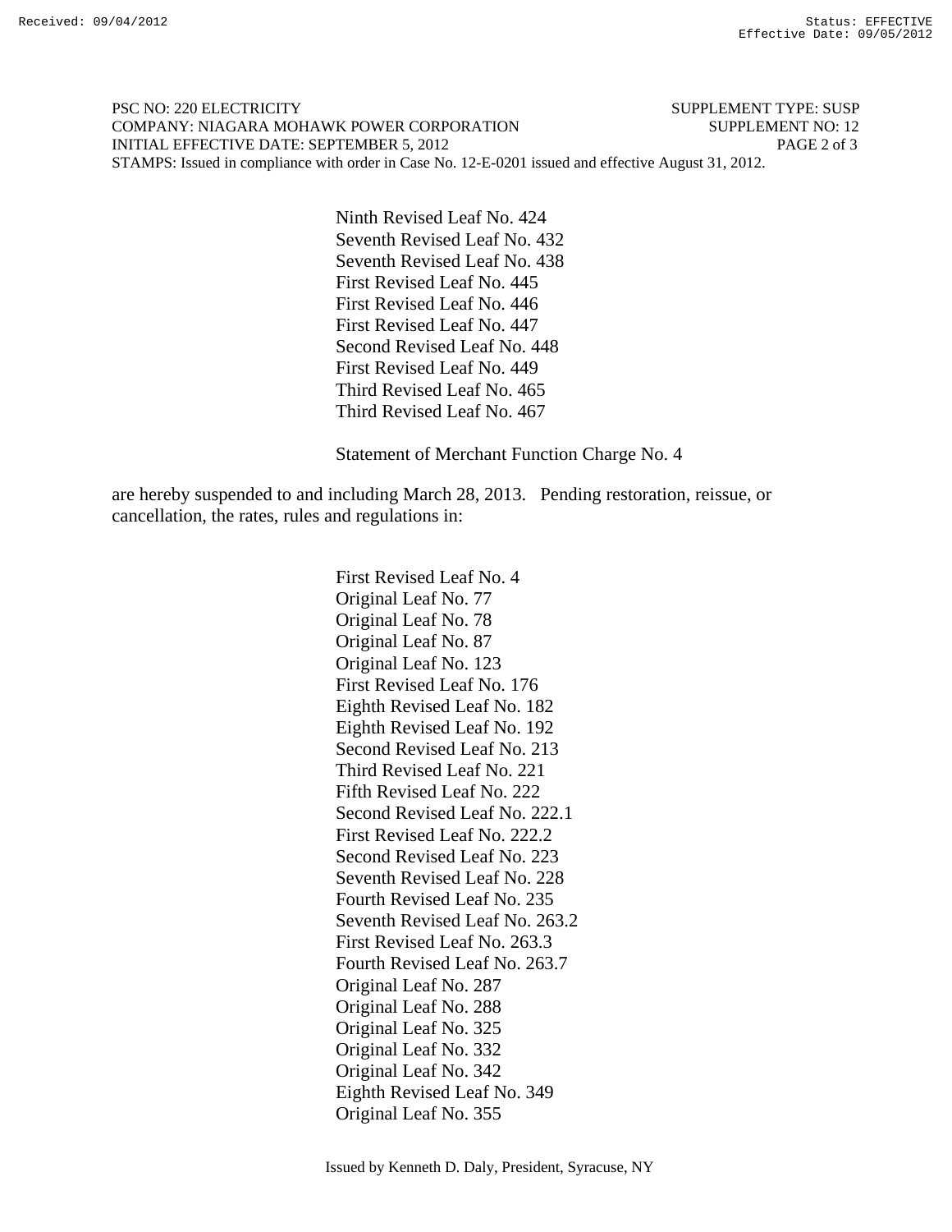PSC NO: 220 ELECTRICITY SUPPLEMENT TYPE: SUSP
COMPANY: NIAGARA MOHAWK POWER CORPORATION SUPPLEMENT NO: 12
INITIAL EFFECTIVE DATE: SEPTEMBER 5, 2012
STAMPS: Issued in compliance with order in Case No. 12-E-0201 issued and effective August 31, 2012.

Ninth Revised Leaf No. 424
Seventh Revised Leaf No. 432
Seventh Revised Leaf No. 438
First Revised Leaf No. 445
First Revised Leaf No. 446
First Revised Leaf No. 447
Second Revised Leaf No. 448
First Revised Leaf No. 449
Third Revised Leaf No. 465
Third Revised Leaf No. 467

Statement of Merchant Function Charge No. 4

are hereby suspended to and including March 28, 2013. Pending restoration, reissue, or cancellation, the rates, rules and regulations in:

First Revised Leaf No. 4
Original Leaf No. 77
Original Leaf No. 78
Original Leaf No. 87
Original Leaf No. 123
First Revised Leaf No. 176
Eighth Revised Leaf No. 182
Eighth Revised Leaf No. 192
Second Revised Leaf No. 213
Third Revised Leaf No. 221
Fifth Revised Leaf No. 222
Second Revised Leaf No. 222.1
First Revised Leaf No. 222.2
Second Revised Leaf No. 223
Seventh Revised Leaf No. 228
Fourth Revised Leaf No. 235
Seventh Revised Leaf No. 263.2
First Revised Leaf No. 263.3
Fourth Revised Leaf No. 263.7
Original Leaf No. 287
Original Leaf No. 288
Original Leaf No. 325
Original Leaf No. 332
Original Leaf No. 342
Eighth Revised Leaf No. 349
Original Leaf No. 355

Issued by Kenneth D. Daly, President, Syracuse, NY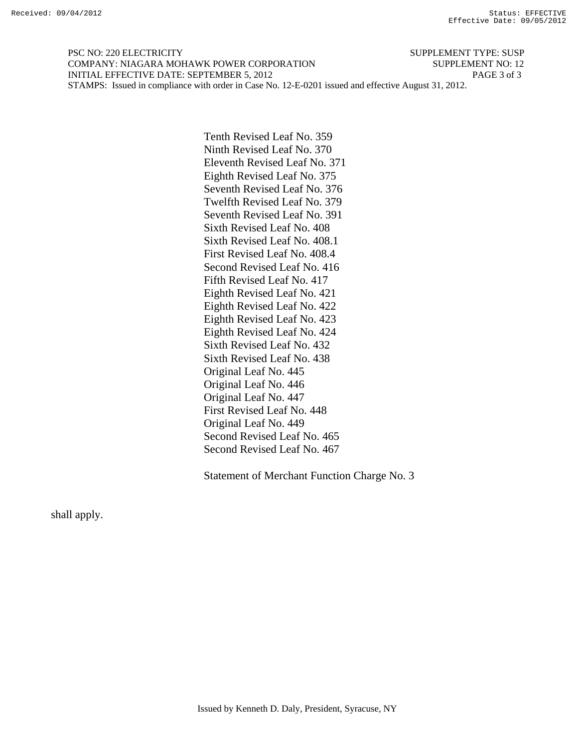Tenth Revised Leaf No. 359
Ninth Revised Leaf No. 370
Eleventh Revised Leaf No. 371
Eighth Revised Leaf No. 375
Seventh Revised Leaf No. 376
Twelfth Revised Leaf No. 379
Seventh Revised Leaf No. 391
Sixth Revised Leaf No. 408
Sixth Revised Leaf No. 408.1
First Revised Leaf No. 408.4
Second Revised Leaf No. 416
Fifth Revised Leaf No. 417
Eighth Revised Leaf No. 421
Eighth Revised Leaf No. 422
Eighth Revised Leaf No. 423
Eighth Revised Leaf No. 424
Sixth Revised Leaf No. 432
Sixth Revised Leaf No. 438
Original Leaf No. 445
Original Leaf No. 446
Original Leaf No. 447
First Revised Leaf No. 448
Original Leaf No. 449
Second Revised Leaf No. 465
Second Revised Leaf No. 467

Statement of Merchant Function Charge No. 3

shall apply.